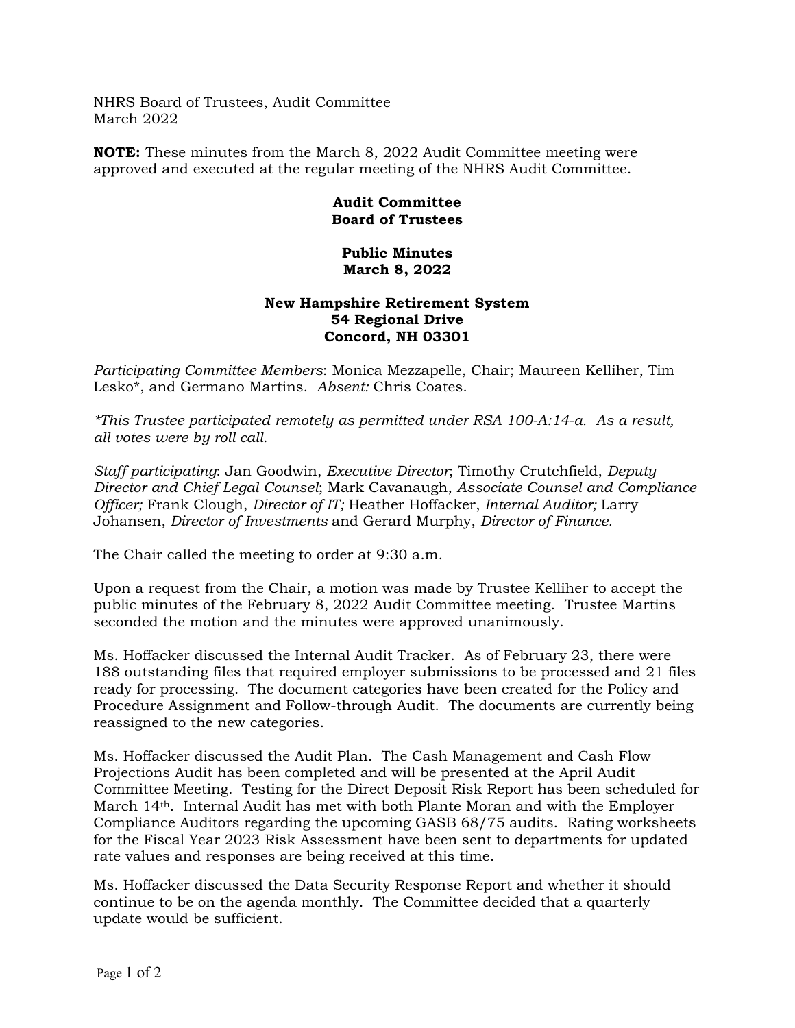NHRS Board of Trustees, Audit Committee
March 2022

**NOTE:** These minutes from the March 8, 2022 Audit Committee meeting were approved and executed at the regular meeting of the NHRS Audit Committee.

**Audit Committee**
**Board of Trustees**

**Public Minutes**
**March 8, 2022**

**New Hampshire Retirement System**
**54 Regional Drive**
**Concord, NH 03301**

*Participating Committee Members*: Monica Mezzapelle, Chair; Maureen Kelliher, Tim Lesko*, and Germano Martins. *Absent:* Chris Coates.

*\*This Trustee participated remotely as permitted under RSA 100-A:14-a. As a result, all votes were by roll call.*

*Staff participating*: Jan Goodwin, *Executive Director*; Timothy Crutchfield, *Deputy Director and Chief Legal Counsel*; Mark Cavanaugh, *Associate Counsel and Compliance Officer;* Frank Clough, *Director of IT;* Heather Hoffacker, *Internal Auditor;* Larry Johansen, *Director of Investments* and Gerard Murphy, *Director of Finance.*

The Chair called the meeting to order at 9:30 a.m.

Upon a request from the Chair, a motion was made by Trustee Kelliher to accept the public minutes of the February 8, 2022 Audit Committee meeting. Trustee Martins seconded the motion and the minutes were approved unanimously.

Ms. Hoffacker discussed the Internal Audit Tracker. As of February 23, there were 188 outstanding files that required employer submissions to be processed and 21 files ready for processing. The document categories have been created for the Policy and Procedure Assignment and Follow-through Audit. The documents are currently being reassigned to the new categories.

Ms. Hoffacker discussed the Audit Plan. The Cash Management and Cash Flow Projections Audit has been completed and will be presented at the April Audit Committee Meeting. Testing for the Direct Deposit Risk Report has been scheduled for March 14th. Internal Audit has met with both Plante Moran and with the Employer Compliance Auditors regarding the upcoming GASB 68/75 audits. Rating worksheets for the Fiscal Year 2023 Risk Assessment have been sent to departments for updated rate values and responses are being received at this time.

Ms. Hoffacker discussed the Data Security Response Report and whether it should continue to be on the agenda monthly. The Committee decided that a quarterly update would be sufficient.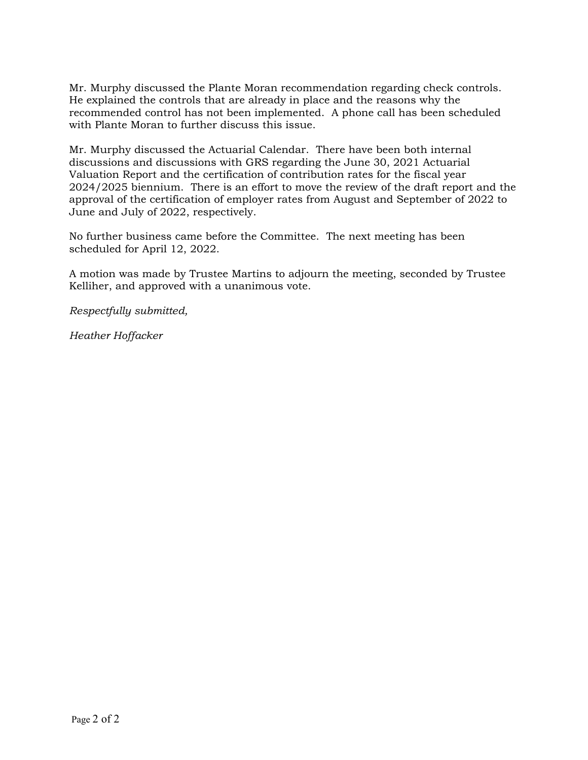Mr. Murphy discussed the Plante Moran recommendation regarding check controls. He explained the controls that are already in place and the reasons why the recommended control has not been implemented. A phone call has been scheduled with Plante Moran to further discuss this issue.

Mr. Murphy discussed the Actuarial Calendar. There have been both internal discussions and discussions with GRS regarding the June 30, 2021 Actuarial Valuation Report and the certification of contribution rates for the fiscal year 2024/2025 biennium. There is an effort to move the review of the draft report and the approval of the certification of employer rates from August and September of 2022 to June and July of 2022, respectively.

No further business came before the Committee. The next meeting has been scheduled for April 12, 2022.

A motion was made by Trustee Martins to adjourn the meeting, seconded by Trustee Kelliher, and approved with a unanimous vote.

*Respectfully submitted,*

*Heather Hoffacker*